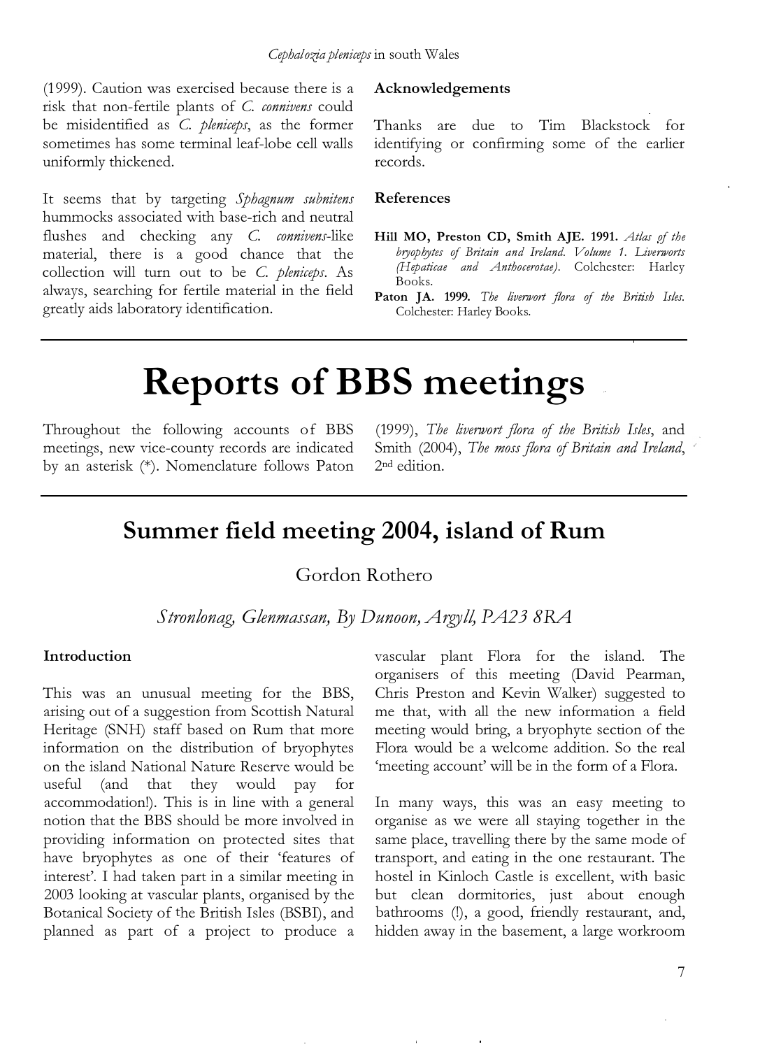(1999). Caution was exercised because there is a risk that non-fertile plants of *C. connivens* could be misidentified as *C. pleniceps*, as the former sometimes has some terminal leaf-lobe cell walls uniformly thickened.

It seems that by targeting *Sphagnum subnitens* hummocks associated with base-rich and neutral flushes and checking any *C. connivens*-like material, there is a good chance that the collection will turn out to be *C. pleniceps*. As always, searching for fertile material in the field greatly aids laboratory identification.

**Acknowledgements**

Thanks are due to Tim Blackstock for identifying or confirming some of the earlier records.

**References**

**Hill MO, Preston CD, Smith AJE. 1991.** *Atlas of the bryophytes of Britain and Ireland. Volume 1. Liverworts (Hepaticae and Anthocerotae).* Colchester: Harley Books.

**Paton JA. 1999.** *The liverwort flora of the British Isles.* Colchester: Harley Books.

# Reports of BBS meetings

Throughout the following accounts of BBS meetings, new vice-county records are indicated by an asterisk (*). Nomenclature follows Paton (1999), *The liverwort flora of the British Isles*, and Smith (2004), *The moss flora of Britain and Ireland*, 2nd edition.

## Summer field meeting 2004, island of Rum

Gordon Rothero

*Stronlonag, Glenmassan, By Dunoon, Argyll, PA23 8RA*

**Introduction**

This was an unusual meeting for the BBS, arising out of a suggestion from Scottish Natural Heritage (SNH) staff based on Rum that more information on the distribution of bryophytes on the island National Nature Reserve would be useful (and that they would pay for accommodation!). This is in line with a general notion that the BBS should be more involved in providing information on protected sites that have bryophytes as one of their 'features of interest'. I had taken part in a similar meeting in 2003 looking at vascular plants, organised by the Botanical Society of the British Isles (BSBI), and planned as part of a project to produce a vascular plant Flora for the island. The organisers of this meeting (David Pearman, Chris Preston and Kevin Walker) suggested to me that, with all the new information a field meeting would bring, a bryophyte section of the Flora would be a welcome addition. So the real 'meeting account' will be in the form of a Flora.

In many ways, this was an easy meeting to organise as we were all staying together in the same place, travelling there by the same mode of transport, and eating in the one restaurant. The hostel in Kinloch Castle is excellent, with basic but clean dormitories, just about enough bathrooms (!), a good, friendly restaurant, and, hidden away in the basement, a large workroom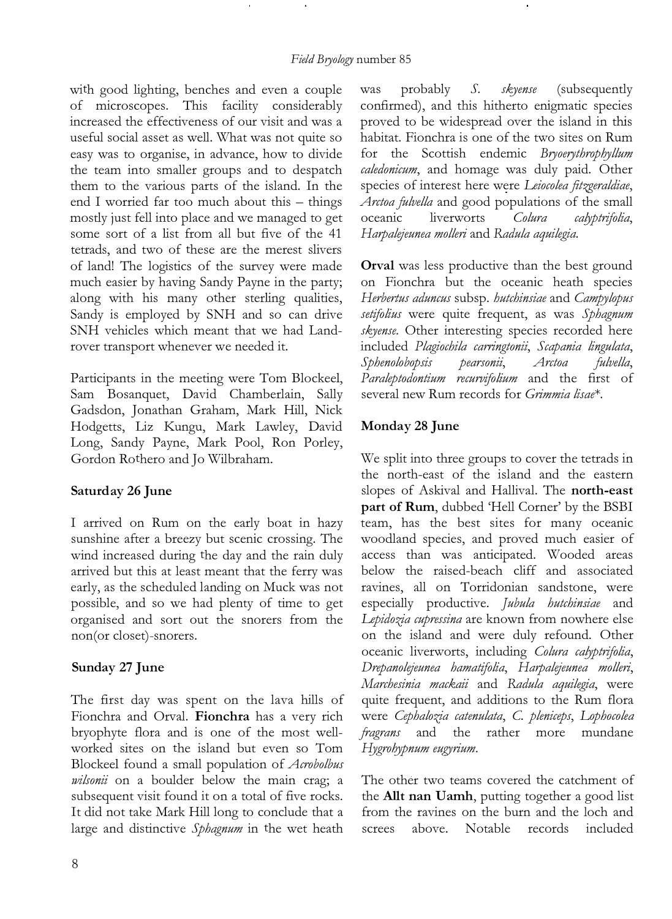with good lighting, benches and even a couple of microscopes. This facility considerably increased the effectiveness of our visit and was a useful social asset as well. What was not quite so easy was to organise, in advance, how to divide the team into smaller groups and to despatch them to the various parts of the island. In the end I worried far too much about this – things mostly just fell into place and we managed to get some sort of a list from all but five of the 41 tetrads, and two of these are the merest slivers of land! The logistics of the survey were made much easier by having Sandy Payne in the party; along with his many other sterling qualities, Sandy is employed by SNH and so can drive SNH vehicles which meant that we had Land-rover transport whenever we needed it.

Participants in the meeting were Tom Blockeel, Sam Bosanquet, David Chamberlain, Sally Gadsdon, Jonathan Graham, Mark Hill, Nick Hodgetts, Liz Kungu, Mark Lawley, David Long, Sandy Payne, Mark Pool, Ron Porley, Gordon Rothero and Jo Wilbraham.

### Saturday 26 June

I arrived on Rum on the early boat in hazy sunshine after a breezy but scenic crossing. The wind increased during the day and the rain duly arrived but this at least meant that the ferry was early, as the scheduled landing on Muck was not possible, and so we had plenty of time to get organised and sort out the snorers from the non(or closet)-snorers.

### Sunday 27 June

The first day was spent on the lava hills of Fionchra and Orval. **Fionchra** has a very rich bryophyte flora and is one of the most well-worked sites on the island but even so Tom Blockeel found a small population of *Acrobolbus wilsonii* on a boulder below the main crag; a subsequent visit found it on a total of five rocks. It did not take Mark Hill long to conclude that a large and distinctive *Sphagnum* in the wet heath was probably *S. skyense* (subsequently confirmed), and this hitherto enigmatic species proved to be widespread over the island in this habitat. Fionchra is one of the two sites on Rum for the Scottish endemic *Bryoerythrophyllum caledonicum*, and homage was duly paid. Other species of interest here were *Leiocolea fitzgeraldiae*, *Arctoa fulvella* and good populations of the small oceanic liverworts *Colura calyptrifolia*, *Harpalejeunea molleri* and *Radula aquilegia*.

**Orval** was less productive than the best ground on Fionchra but the oceanic heath species *Herbertus aduncus* subsp. *hutchinsiae* and *Campylopus setifolius* were quite frequent, as was *Sphagnum skyense*. Other interesting species recorded here included *Plagiochila carringtonii*, *Scapania lingulata*, *Sphenolobopsis pearsonii*, *Arctoa fulvella*, *Paraleptodontium recurvifolium* and the first of several new Rum records for *Grimmia lisae*\*.

### Monday 28 June

We split into three groups to cover the tetrads in the north-east of the island and the eastern slopes of Askival and Hallival. The **north-east part of Rum**, dubbed 'Hell Corner' by the BSBI team, has the best sites for many oceanic woodland species, and proved much easier of access than was anticipated. Wooded areas below the raised-beach cliff and associated ravines, all on Torridonian sandstone, were especially productive. *Jubula hutchinsiae* and *Lepidozia cupressina* are known from nowhere else on the island and were duly refound. Other oceanic liverworts, including *Colura calyptrifolia*, *Drepanolejeunea hamatifolia*, *Harpalejeunea molleri*, *Marchesinia mackaii* and *Radula aquilegia*, were quite frequent, and additions to the Rum flora were *Cephalozia catenulata*, *C. pleniceps*, *Lophocolea fragrans* and the rather more mundane *Hygrohypnum eugyrium*.

The other two teams covered the catchment of the **Allt nan Uamh**, putting together a good list from the ravines on the burn and the loch and screes above. Notable records included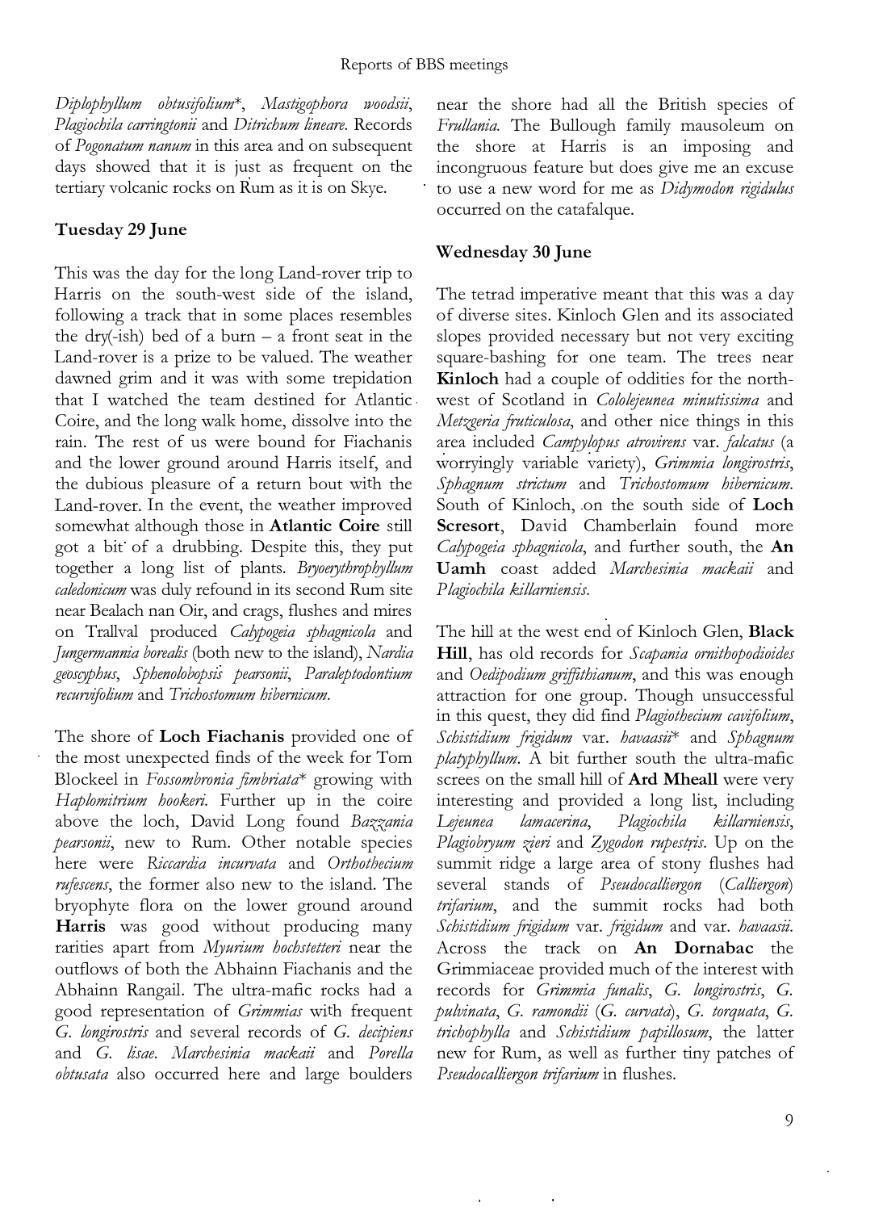*Diplophyllum obtusifolium*\*, *Mastigophora woodsii*, *Plagiochila carringtonii* and *Ditrichum lineare*. Records of *Pogonatum nanum* in this area and on subsequent days showed that it is just as frequent on the tertiary volcanic rocks on Rum as it is on Skye.

## Tuesday 29 June

This was the day for the long Land-rover trip to Harris on the south-west side of the island, following a track that in some places resembles the dry(-ish) bed of a burn – a front seat in the Land-rover is a prize to be valued. The weather dawned grim and it was with some trepidation that I watched the team destined for Atlantic Coire, and the long walk home, dissolve into the rain. The rest of us were bound for Fiachanis and the lower ground around Harris itself, and the dubious pleasure of a return bout with the Land-rover. In the event, the weather improved somewhat although those in **Atlantic Coire** still got a bit of a drubbing. Despite this, they put together a long list of plants. *Bryoerythrophyllum caledonicum* was duly refound in its second Rum site near Bealach nan Oir, and crags, flushes and mires on Trallval produced *Calypogeia sphagnicola* and *Jungermannia borealis* (both new to the island), *Nardia geoscyphus*, *Sphenolobopsis pearsonii*, *Paraleptodontium recurvifolium* and *Trichostomum hibernicum*.

The shore of **Loch Fiachanis** provided one of the most unexpected finds of the week for Tom Blockeel in *Fossombronia fimbriata*\* growing with *Haplomitrium hookeri*. Further up in the coire above the loch, David Long found *Bazzania pearsonii*, new to Rum. Other notable species here were *Riccardia incurvata* and *Orthothecium rufescens*, the former also new to the island. The bryophyte flora on the lower ground around **Harris** was good without producing many rarities apart from *Myurium hochstetteri* near the outflows of both the Abhainn Fiachanis and the Abhainn Rangail. The ultra-mafic rocks had a good representation of *Grimmias* with frequent *G. longirostris* and several records of *G. decipiens* and *G. lisae*. *Marchesinia mackaii* and *Porella obtusata* also occurred here and large boulders near the shore had all the British species of *Frullania*. The Bullough family mausoleum on the shore at Harris is an imposing and incongruous feature but does give me an excuse to use a new word for me as *Didymodon rigidulus* occurred on the catafalque.

## Wednesday 30 June

The tetrad imperative meant that this was a day of diverse sites. Kinloch Glen and its associated slopes provided necessary but not very exciting square-bashing for one team. The trees near **Kinloch** had a couple of oddities for the north-west of Scotland in *Cololejeunea minutissima* and *Metzgeria fruticulosa*, and other nice things in this area included *Campylopus atrovirens* var. *falcatus* (a worryingly variable variety), *Grimmia longirostris*, *Sphagnum strictum* and *Trichostomum hibernicum*. South of Kinloch, on the south side of **Loch Scresort**, David Chamberlain found more *Calypogeia sphagnicola*, and further south, the **An Uamh** coast added *Marchesinia mackaii* and *Plagiochila killarniensis*.

The hill at the west end of Kinloch Glen, **Black Hill**, has old records for *Scapania ornithopodioides* and *Oedipodium griffithianum*, and this was enough attraction for one group. Though unsuccessful in this quest, they did find *Plagiothecium cavifolium*, *Schistidium frigidum* var. *havaasii*\* and *Sphagnum platyphyllum*. A bit further south the ultra-mafic screes on the small hill of **Ard Mheall** were very interesting and provided a long list, including *Lejeunea lamacerina*, *Plagiochila killarniensis*, *Plagiobryum zieri* and *Zygodon rupestris*. Up on the summit ridge a large area of stony flushes had several stands of *Pseudocalliergon* (*Calliergon*) *trifarium*, and the summit rocks had both *Schistidium frigidum* var. *frigidum* and var. *havaasii*. Across the track on **An Dornabac** the Grimmiaceae provided much of the interest with records for *Grimmia funalis*, *G. longirostris*, *G. pulvinata*, *G. ramondii* (*G. curvata*), *G. torquata*, *G. trichophylla* and *Schistidium papillosum*, the latter new for Rum, as well as further tiny patches of *Pseudocalliergon trifarium* in flushes.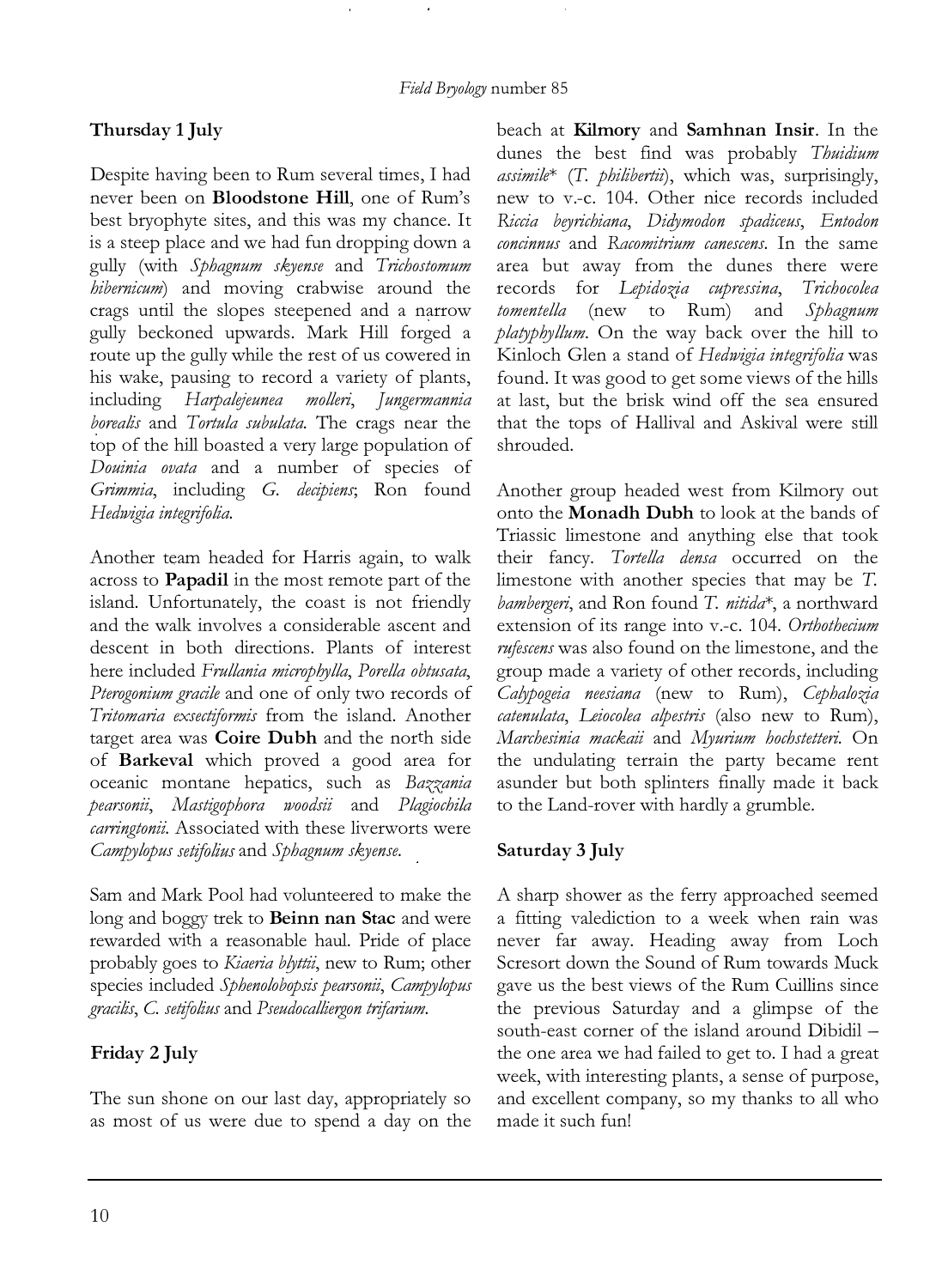## Thursday 1 July

Despite having been to Rum several times, I had never been on **Bloodstone Hill**, one of Rum's best bryophyte sites, and this was my chance. It is a steep place and we had fun dropping down a gully (with *Sphagnum skyense* and *Trichostomum hibernicum*) and moving crabwise around the crags until the slopes steepened and a narrow gully beckoned upwards. Mark Hill forged a route up the gully while the rest of us cowered in his wake, pausing to record a variety of plants, including *Harpalejeunea molleri*, *Jungermannia borealis* and *Tortula subulata*. The crags near the top of the hill boasted a very large population of *Douinia ovata* and a number of species of *Grimmia*, including *G. decipiens*; Ron found *Hedwigia integrifolia*.

Another team headed for Harris again, to walk across to **Papadil** in the most remote part of the island. Unfortunately, the coast is not friendly and the walk involves a considerable ascent and descent in both directions. Plants of interest here included *Frullania microphylla*, *Porella obtusata*, *Pterogonium gracile* and one of only two records of *Tritomaria exsectiformis* from the island. Another target area was **Coire Dubh** and the north side of **Barkeval** which proved a good area for oceanic montane hepatics, such as *Bazzania pearsonii*, *Mastigophora woodsii* and *Plagiochila carringtonii*. Associated with these liverworts were *Campylopus setifolius* and *Sphagnum skyense*.

Sam and Mark Pool had volunteered to make the long and boggy trek to **Beinn nan Stac** and were rewarded with a reasonable haul. Pride of place probably goes to *Kiaeria blyttii*, new to Rum; other species included *Sphenolobopsis pearsonii*, *Campylopus gracilis*, *C. setifolius* and *Pseudocalliergon trifarium*.

## Friday 2 July

The sun shone on our last day, appropriately so as most of us were due to spend a day on the beach at **Kilmory** and **Samhnan Insir**. In the dunes the best find was probably *Thuidium assimile*\* (*T. philibertii*), which was, surprisingly, new to v.-c. 104. Other nice records included *Riccia beyrichiana*, *Didymodon spadiceus*, *Entodon concinnus* and *Racomitrium canescens*. In the same area but away from the dunes there were records for *Lepidozia cupressina*, *Trichocolea tomentella* (new to Rum) and *Sphagnum platyphyllum*. On the way back over the hill to Kinloch Glen a stand of *Hedwigia integrifolia* was found. It was good to get some views of the hills at last, but the brisk wind off the sea ensured that the tops of Hallival and Askival were still shrouded.

Another group headed west from Kilmory out onto the **Monadh Dubh** to look at the bands of Triassic limestone and anything else that took their fancy. *Tortella densa* occurred on the limestone with another species that may be *T. bambergeri*, and Ron found *T. nitida*\*, a northward extension of its range into v.-c. 104. *Orthothecium rufescens* was also found on the limestone, and the group made a variety of other records, including *Calypogeia neesiana* (new to Rum), *Cephalozia catenulata*, *Leiocolea alpestris* (also new to Rum), *Marchesinia mackaii* and *Myurium hochstetteri*. On the undulating terrain the party became rent asunder but both splinters finally made it back to the Land-rover with hardly a grumble.

## Saturday 3 July

A sharp shower as the ferry approached seemed a fitting valediction to a week when rain was never far away. Heading away from Loch Scresort down the Sound of Rum towards Muck gave us the best views of the Rum Cuillins since the previous Saturday and a glimpse of the south-east corner of the island around Dibidil – the one area we had failed to get to. I had a great week, with interesting plants, a sense of purpose, and excellent company, so my thanks to all who made it such fun!